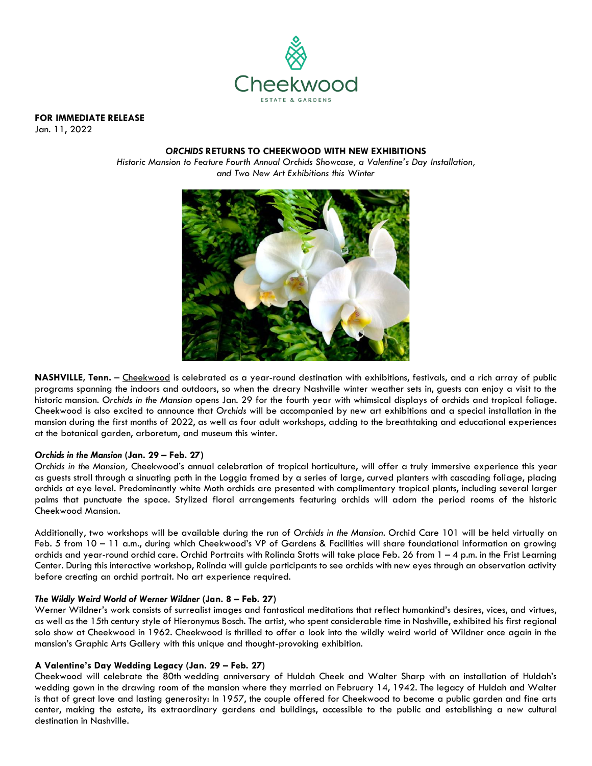**FOR IMMEDIATE RELEASE**
Jan. 11, 2022

# *ORCHIDS* RETURNS TO CHEEKWOOD WITH NEW EXHIBITIONS

*Historic Mansion to Feature Fourth Annual Orchids Showcase, a Valentine's Day Installation, and Two New Art Exhibitions this Winter*

**NASHVILLE, Tenn.** – Cheekwood is celebrated as a year-round destination with exhibitions, festivals, and a rich array of public programs spanning the indoors and outdoors, so when the dreary Nashville winter weather sets in, guests can enjoy a visit to the historic mansion. *Orchids in the Mansion* opens Jan. 29 for the fourth year with whimsical displays of orchids and tropical foliage. Cheekwood is also excited to announce that *Orchids* will be accompanied by new art exhibitions and a special installation in the mansion during the first months of 2022, as well as four adult workshops, adding to the breathtaking and educational experiences at the botanical garden, arboretum, and museum this winter.

## *Orchids in the Mansion* (Jan. 29 – Feb. 27)

*Orchids in the Mansion,* Cheekwood's annual celebration of tropical horticulture, will offer a truly immersive experience this year as guests stroll through a sinuating path in the Loggia framed by a series of large, curved planters with cascading foliage, placing orchids at eye level. Predominantly white Moth orchids are presented with complimentary tropical plants, including several larger palms that punctuate the space. Stylized floral arrangements featuring orchids will adorn the period rooms of the historic Cheekwood Mansion.

Additionally, two workshops will be available during the run of *Orchids in the Mansion*. Orchid Care 101 will be held virtually on Feb. 5 from 10 – 11 a.m., during which Cheekwood's VP of Gardens & Facilities will share foundational information on growing orchids and year-round orchid care. Orchid Portraits with Rolinda Stotts will take place Feb. 26 from 1 – 4 p.m. in the Frist Learning Center. During this interactive workshop, Rolinda will guide participants to see orchids with new eyes through an observation activity before creating an orchid portrait. No art experience required.

## *The Wildly Weird World of Werner Wildner* (Jan. 8 – Feb. 27)

Werner Wildner's work consists of surrealist images and fantastical meditations that reflect humankind's desires, vices, and virtues, as well as the 15th century style of Hieronymus Bosch. The artist, who spent considerable time in Nashville, exhibited his first regional solo show at Cheekwood in 1962. Cheekwood is thrilled to offer a look into the wildly weird world of Wildner once again in the mansion's Graphic Arts Gallery with this unique and thought-provoking exhibition.

## A Valentine's Day Wedding Legacy (Jan. 29 – Feb. 27)

Cheekwood will celebrate the 80th wedding anniversary of Huldah Cheek and Walter Sharp with an installation of Huldah's wedding gown in the drawing room of the mansion where they married on February 14, 1942. The legacy of Huldah and Walter is that of great love and lasting generosity: In 1957, the couple offered for Cheekwood to become a public garden and fine arts center, making the estate, its extraordinary gardens and buildings, accessible to the public and establishing a new cultural destination in Nashville.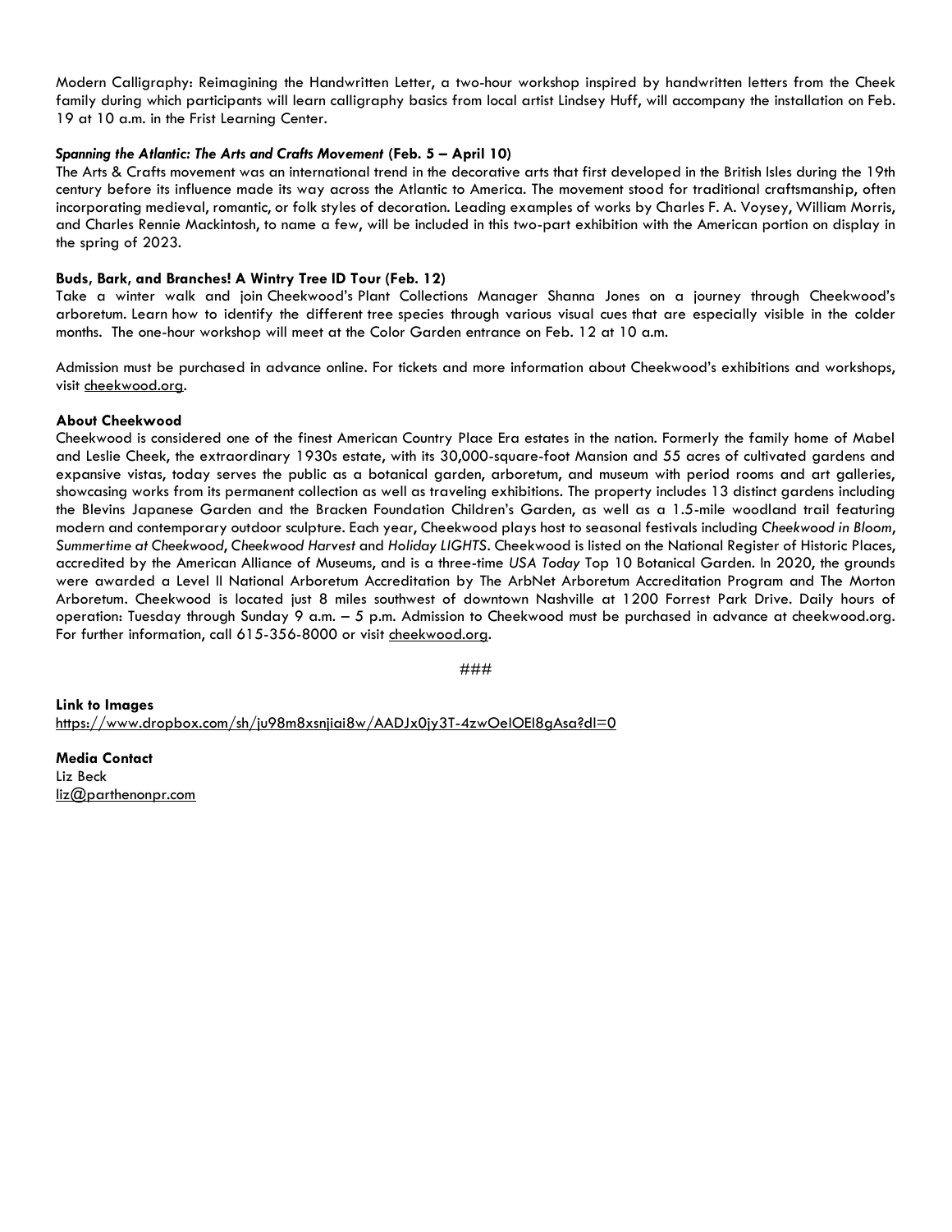Modern Calligraphy: Reimagining the Handwritten Letter, a two-hour workshop inspired by handwritten letters from the Cheek family during which participants will learn calligraphy basics from local artist Lindsey Huff, will accompany the installation on Feb. 19 at 10 a.m. in the Frist Learning Center.

***Spanning the Atlantic: The Arts and Crafts Movement* (Feb. 5 – April 10)**

The Arts & Crafts movement was an international trend in the decorative arts that first developed in the British Isles during the 19th century before its influence made its way across the Atlantic to America. The movement stood for traditional craftsmanship, often incorporating medieval, romantic, or folk styles of decoration. Leading examples of works by Charles F. A. Voysey, William Morris, and Charles Rennie Mackintosh, to name a few, will be included in this two-part exhibition with the American portion on display in the spring of 2023.

**Buds, Bark, and Branches! A Wintry Tree ID Tour (Feb. 12)**

Take a winter walk and join Cheekwood's Plant Collections Manager Shanna Jones on a journey through Cheekwood's arboretum. Learn how to identify the different tree species through various visual cues that are especially visible in the colder months. The one-hour workshop will meet at the Color Garden entrance on Feb. 12 at 10 a.m.

Admission must be purchased in advance online. For tickets and more information about Cheekwood's exhibitions and workshops, visit cheekwood.org.

**About Cheekwood**

Cheekwood is considered one of the finest American Country Place Era estates in the nation. Formerly the family home of Mabel and Leslie Cheek, the extraordinary 1930s estate, with its 30,000-square-foot Mansion and 55 acres of cultivated gardens and expansive vistas, today serves the public as a botanical garden, arboretum, and museum with period rooms and art galleries, showcasing works from its permanent collection as well as traveling exhibitions. The property includes 13 distinct gardens including the Blevins Japanese Garden and the Bracken Foundation Children's Garden, as well as a 1.5-mile woodland trail featuring modern and contemporary outdoor sculpture. Each year, Cheekwood plays host to seasonal festivals including *Cheekwood in Bloom*, *Summertime at Cheekwood*, *Cheekwood Harvest* and *Holiday LIGHTS*. Cheekwood is listed on the National Register of Historic Places, accredited by the American Alliance of Museums, and is a three-time *USA Today* Top 10 Botanical Garden. In 2020, the grounds were awarded a Level II National Arboretum Accreditation by The ArbNet Arboretum Accreditation Program and The Morton Arboretum. Cheekwood is located just 8 miles southwest of downtown Nashville at 1200 Forrest Park Drive. Daily hours of operation: Tuesday through Sunday 9 a.m. – 5 p.m. Admission to Cheekwood must be purchased in advance at cheekwood.org. For further information, call 615-356-8000 or visit cheekwood.org.

###

**Link to Images**
https://www.dropbox.com/sh/ju98m8xsnjiai8w/AADJx0jy3T-4zwOeIOEI8gAsa?dl=0

**Media Contact**
Liz Beck
liz@parthenonpr.com